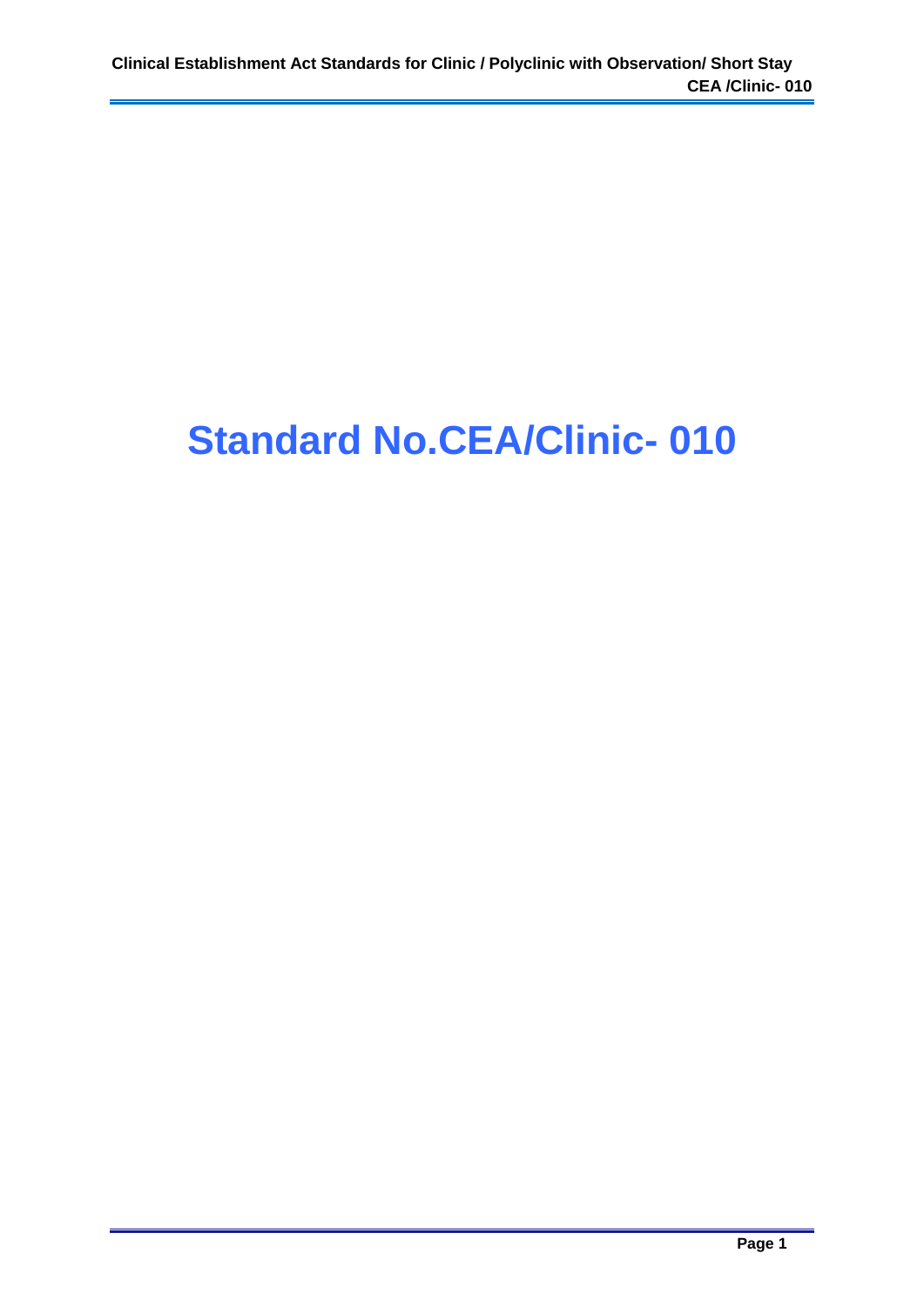# Standard No.CEA/Clinic- 010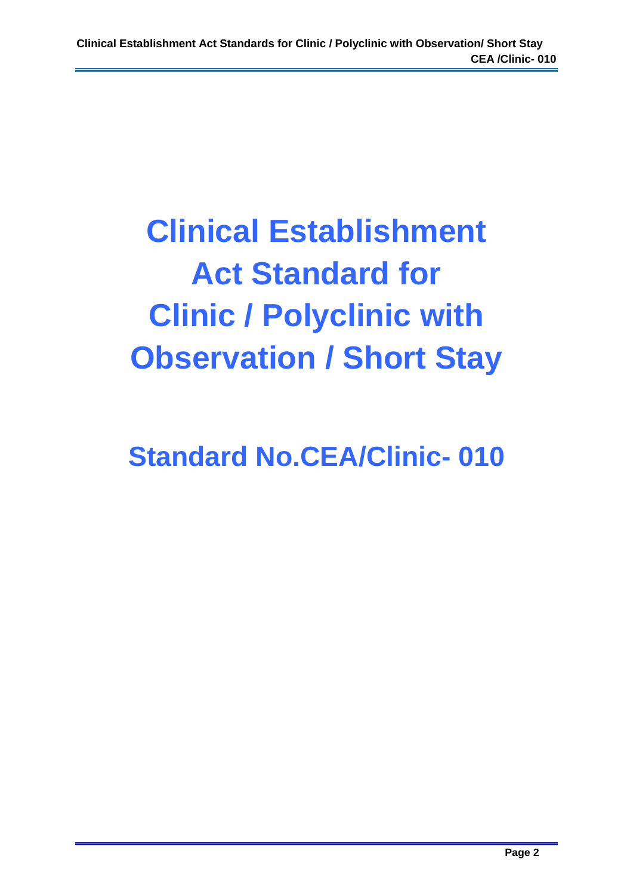# Clinical Establishment Act Standard for Clinic / Polyclinic with Observation / Short Stay

## Standard No.CEA/Clinic- 010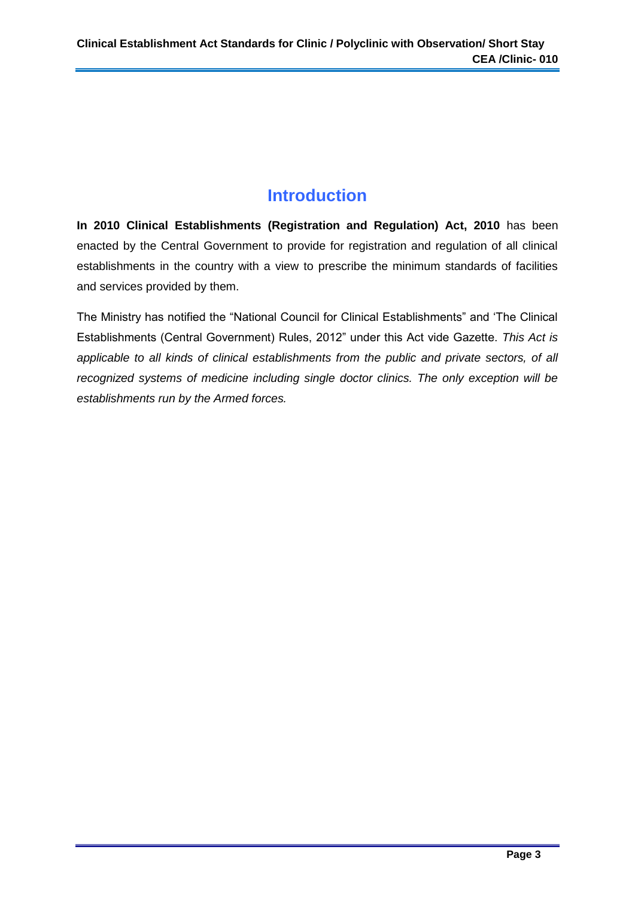# Introduction

**In 2010 Clinical Establishments (Registration and Regulation) Act, 2010** has been enacted by the Central Government to provide for registration and regulation of all clinical establishments in the country with a view to prescribe the minimum standards of facilities and services provided by them.

The Ministry has notified the "National Council for Clinical Establishments" and 'The Clinical Establishments (Central Government) Rules, 2012" under this Act vide Gazette. *This Act is applicable to all kinds of clinical establishments from the public and private sectors, of all recognized systems of medicine including single doctor clinics. The only exception will be establishments run by the Armed forces.*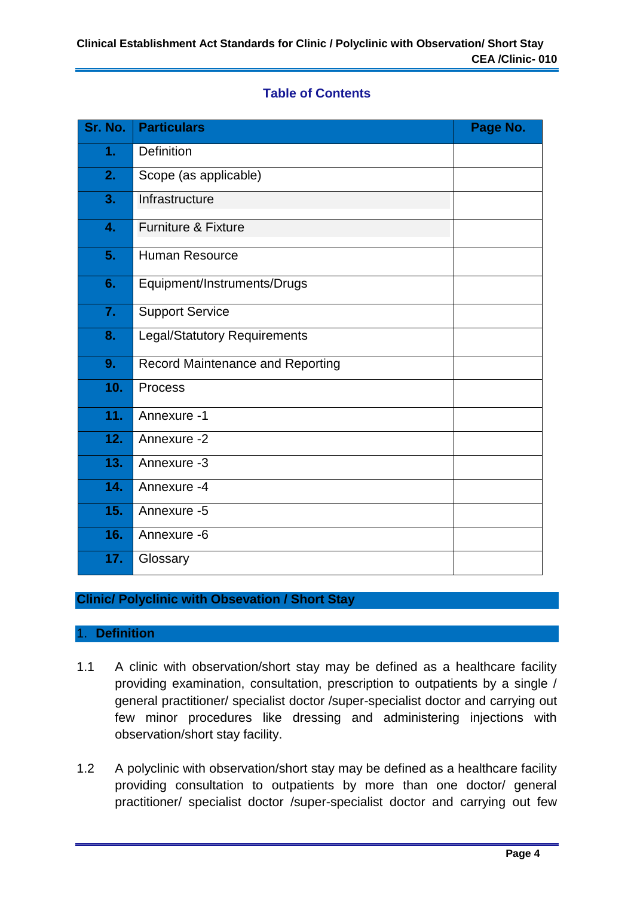## Table of Contents

| Sr. No. | Particulars | Page No. |
|---|---|---|
| 1. | Definition | |
| 2. | Scope (as applicable) | |
| 3. | Infrastructure | |
| 4. | Furniture & Fixture | |
| 5. | Human Resource | |
| 6. | Equipment/Instruments/Drugs | |
| 7. | Support Service | |
| 8. | Legal/Statutory Requirements | |
| 9. | Record Maintenance and Reporting | |
| 10. | Process | |
| 11. | Annexure -1 | |
| 12. | Annexure -2 | |
| 13. | Annexure -3 | |
| 14. | Annexure -4 | |
| 15. | Annexure -5 | |
| 16. | Annexure -6 | |
| 17. | Glossary | |

# Clinic/ Polyclinic with Obsevation / Short Stay

## 1. Definition

1.1 A clinic with observation/short stay may be defined as a healthcare facility providing examination, consultation, prescription to outpatients by a single / general practitioner/ specialist doctor /super-specialist doctor and carrying out few minor procedures like dressing and administering injections with observation/short stay facility.

1.2 A polyclinic with observation/short stay may be defined as a healthcare facility providing consultation to outpatients by more than one doctor/ general practitioner/ specialist doctor /super-specialist doctor and carrying out few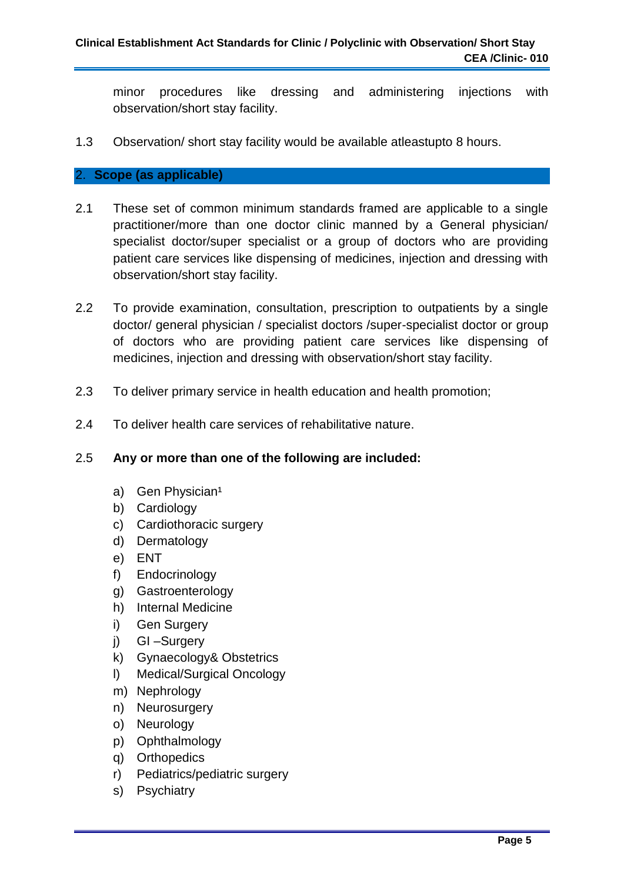minor procedures like dressing and administering injections with observation/short stay facility.

1.3 Observation/ short stay facility would be available atleastupto 8 hours.

## 2. Scope (as applicable)

2.1 These set of common minimum standards framed are applicable to a single practitioner/more than one doctor clinic manned by a General physician/ specialist doctor/super specialist or a group of doctors who are providing patient care services like dispensing of medicines, injection and dressing with observation/short stay facility.

2.2 To provide examination, consultation, prescription to outpatients by a single doctor/ general physician / specialist doctors /super-specialist doctor or group of doctors who are providing patient care services like dispensing of medicines, injection and dressing with observation/short stay facility.

2.3 To deliver primary service in health education and health promotion;

2.4 To deliver health care services of rehabilitative nature.

2.5 **Any or more than one of the following are included:**

a) Gen Physician[1]
b) Cardiology
c) Cardiothoracic surgery
d) Dermatology
e) ENT
f) Endocrinology
g) Gastroenterology
h) Internal Medicine
i) Gen Surgery
j) GI –Surgery
k) Gynaecology& Obstetrics
l) Medical/Surgical Oncology
m) Nephrology
n) Neurosurgery
o) Neurology
p) Ophthalmology
q) Orthopedics
r) Pediatrics/pediatric surgery
s) Psychiatry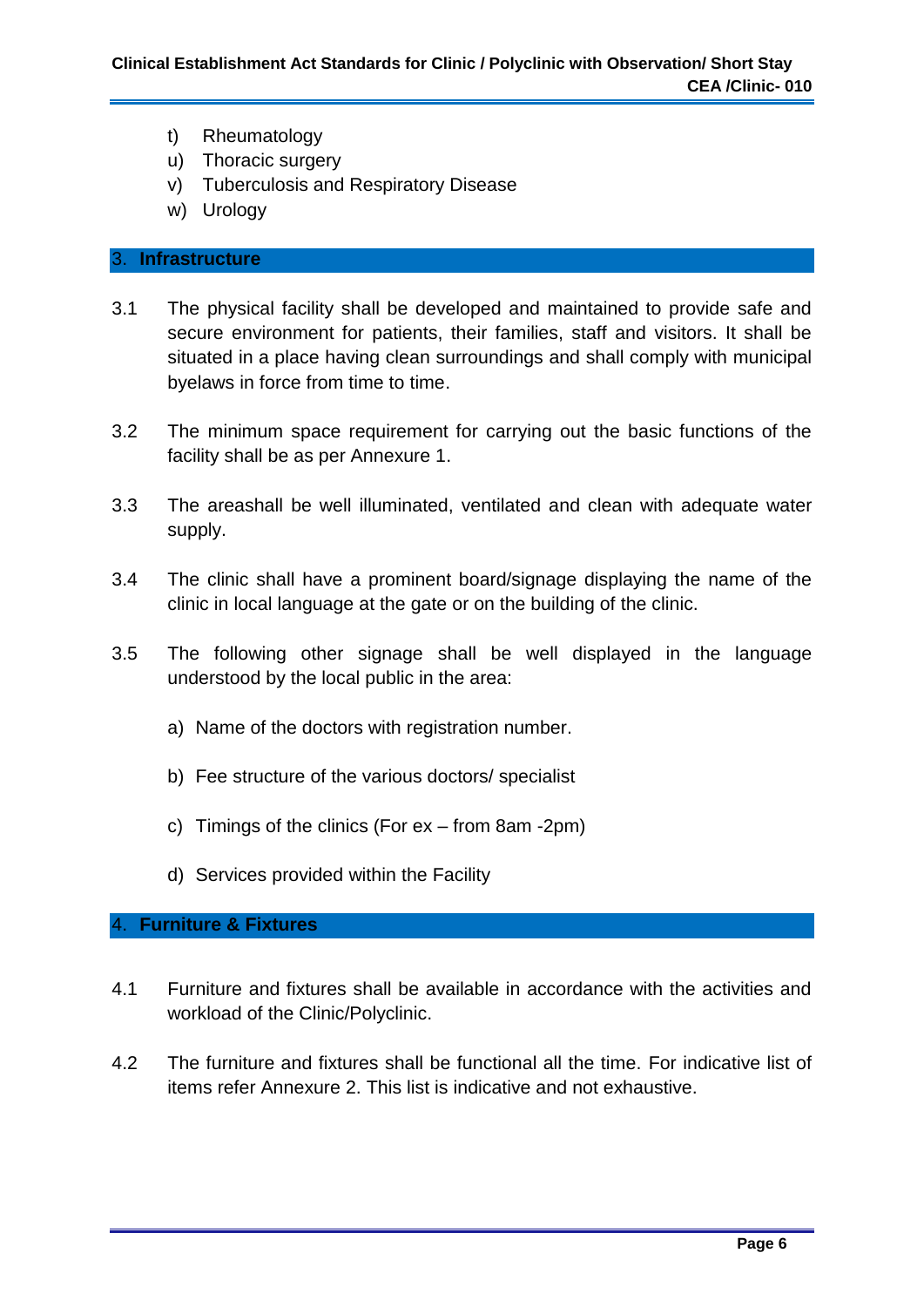t) Rheumatology
u) Thoracic surgery
v) Tuberculosis and Respiratory Disease
w) Urology

## 3. Infrastructure

3.1 The physical facility shall be developed and maintained to provide safe and secure environment for patients, their families, staff and visitors. It shall be situated in a place having clean surroundings and shall comply with municipal byelaws in force from time to time.

3.2 The minimum space requirement for carrying out the basic functions of the facility shall be as per Annexure 1.

3.3 The areashall be well illuminated, ventilated and clean with adequate water supply.

3.4 The clinic shall have a prominent board/signage displaying the name of the clinic in local language at the gate or on the building of the clinic.

3.5 The following other signage shall be well displayed in the language understood by the local public in the area:

a) Name of the doctors with registration number.

b) Fee structure of the various doctors/ specialist

c) Timings of the clinics (For ex – from 8am -2pm)

d) Services provided within the Facility

## 4. Furniture & Fixtures

4.1 Furniture and fixtures shall be available in accordance with the activities and workload of the Clinic/Polyclinic.

4.2 The furniture and fixtures shall be functional all the time. For indicative list of items refer Annexure 2. This list is indicative and not exhaustive.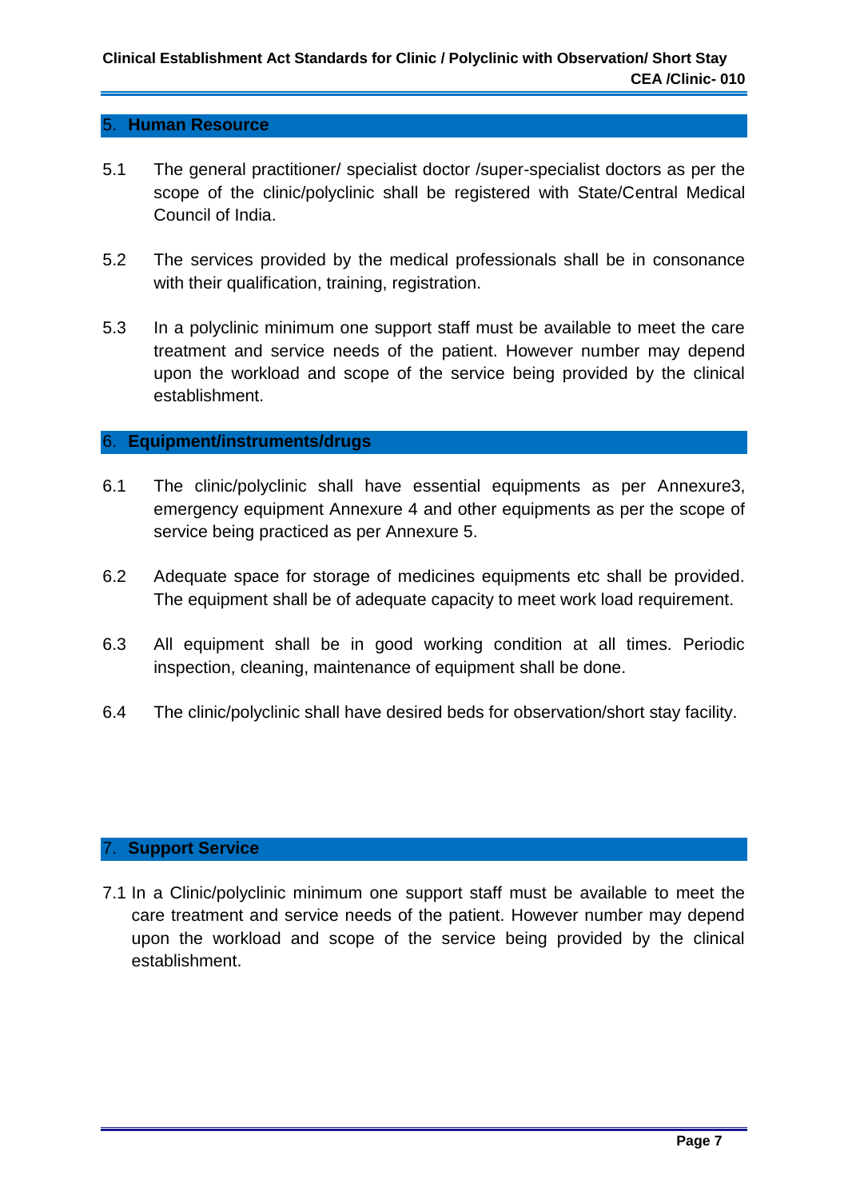## 5. Human Resource

5.1 The general practitioner/ specialist doctor /super-specialist doctors as per the scope of the clinic/polyclinic shall be registered with State/Central Medical Council of India.

5.2 The services provided by the medical professionals shall be in consonance with their qualification, training, registration.

5.3 In a polyclinic minimum one support staff must be available to meet the care treatment and service needs of the patient. However number may depend upon the workload and scope of the service being provided by the clinical establishment.

## 6. Equipment/instruments/drugs

6.1 The clinic/polyclinic shall have essential equipments as per Annexure3, emergency equipment Annexure 4 and other equipments as per the scope of service being practiced as per Annexure 5.

6.2 Adequate space for storage of medicines equipments etc shall be provided. The equipment shall be of adequate capacity to meet work load requirement.

6.3 All equipment shall be in good working condition at all times. Periodic inspection, cleaning, maintenance of equipment shall be done.

6.4 The clinic/polyclinic shall have desired beds for observation/short stay facility.

## 7. Support Service

7.1 In a Clinic/polyclinic minimum one support staff must be available to meet the care treatment and service needs of the patient. However number may depend upon the workload and scope of the service being provided by the clinical establishment.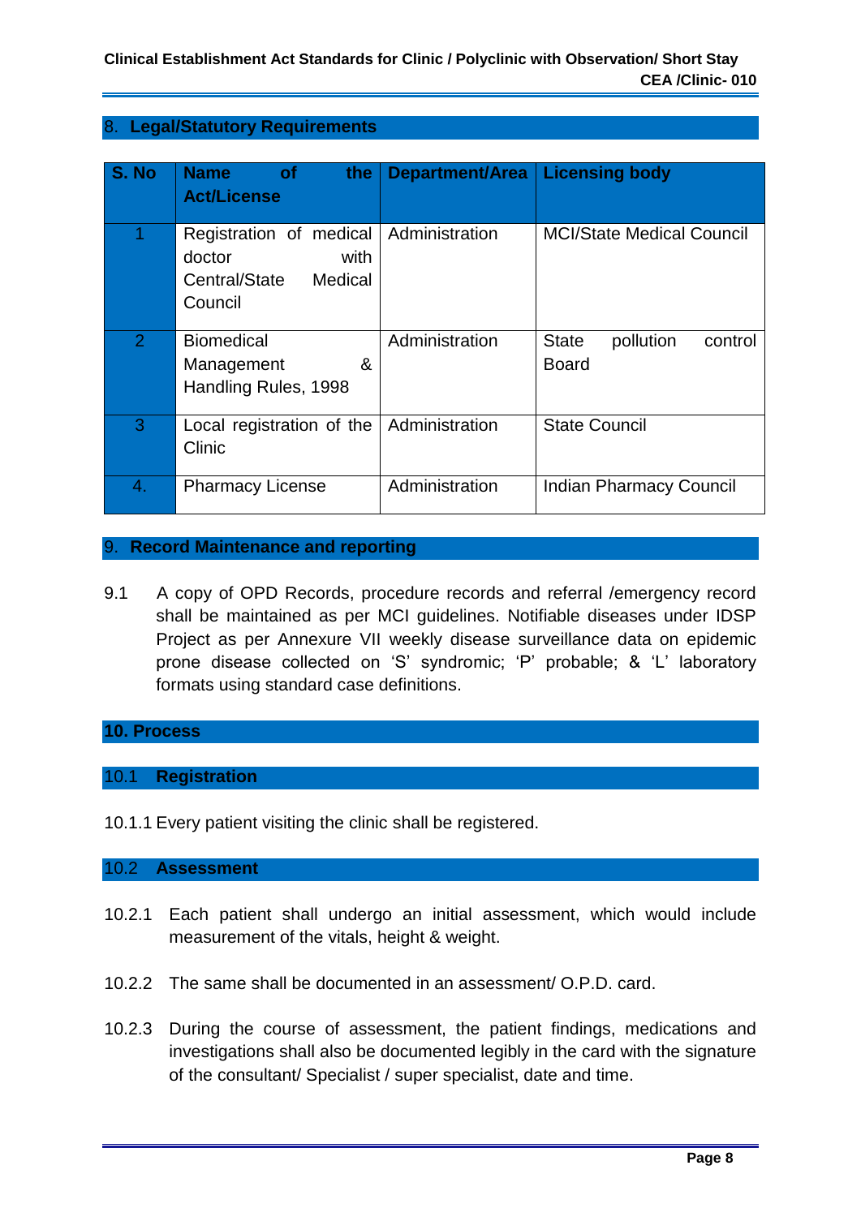## 8. Legal/Statutory Requirements

| S. No | Name of the Act/License | Department/Area | Licensing body |
|---|---|---|---|
| 1 | Registration of medical doctor with Central/State Medical Council | Administration | MCI/State Medical Council |
| 2 | Biomedical Management & Handling Rules, 1998 | Administration | State pollution control Board |
| 3 | Local registration of the Clinic | Administration | State Council |
| 4. | Pharmacy License | Administration | Indian Pharmacy Council |

## 9. Record Maintenance and reporting

9.1 A copy of OPD Records, procedure records and referral /emergency record shall be maintained as per MCI guidelines. Notifiable diseases under IDSP Project as per Annexure VII weekly disease surveillance data on epidemic prone disease collected on 'S' syndromic; 'P' probable; & 'L' laboratory formats using standard case definitions.

## 10. Process

### 10.1 Registration

10.1.1 Every patient visiting the clinic shall be registered.

### 10.2 Assessment

10.2.1 Each patient shall undergo an initial assessment, which would include measurement of the vitals, height & weight.

10.2.2 The same shall be documented in an assessment/ O.P.D. card.

10.2.3 During the course of assessment, the patient findings, medications and investigations shall also be documented legibly in the card with the signature of the consultant/ Specialist / super specialist, date and time.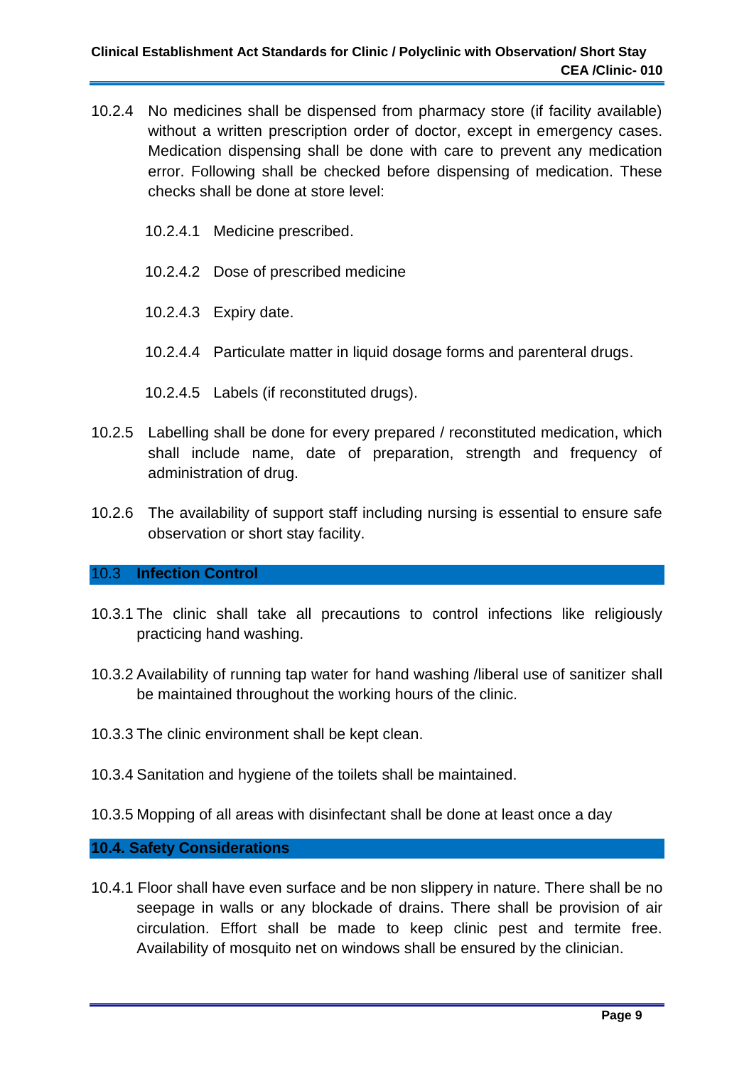10.2.4 No medicines shall be dispensed from pharmacy store (if facility available) without a written prescription order of doctor, except in emergency cases. Medication dispensing shall be done with care to prevent any medication error. Following shall be checked before dispensing of medication. These checks shall be done at store level:

- 10.2.4.1 Medicine prescribed.
- 10.2.4.2 Dose of prescribed medicine
- 10.2.4.3 Expiry date.
- 10.2.4.4 Particulate matter in liquid dosage forms and parenteral drugs.
- 10.2.4.5 Labels (if reconstituted drugs).

10.2.5 Labelling shall be done for every prepared / reconstituted medication, which shall include name, date of preparation, strength and frequency of administration of drug.

10.2.6 The availability of support staff including nursing is essential to ensure safe observation or short stay facility.

## 10.3 Infection Control

10.3.1 The clinic shall take all precautions to control infections like religiously practicing hand washing.

10.3.2 Availability of running tap water for hand washing /liberal use of sanitizer shall be maintained throughout the working hours of the clinic.

10.3.3 The clinic environment shall be kept clean.

10.3.4 Sanitation and hygiene of the toilets shall be maintained.

10.3.5 Mopping of all areas with disinfectant shall be done at least once a day

## 10.4. Safety Considerations

10.4.1 Floor shall have even surface and be non slippery in nature. There shall be no seepage in walls or any blockade of drains. There shall be provision of air circulation. Effort shall be made to keep clinic pest and termite free. Availability of mosquito net on windows shall be ensured by the clinician.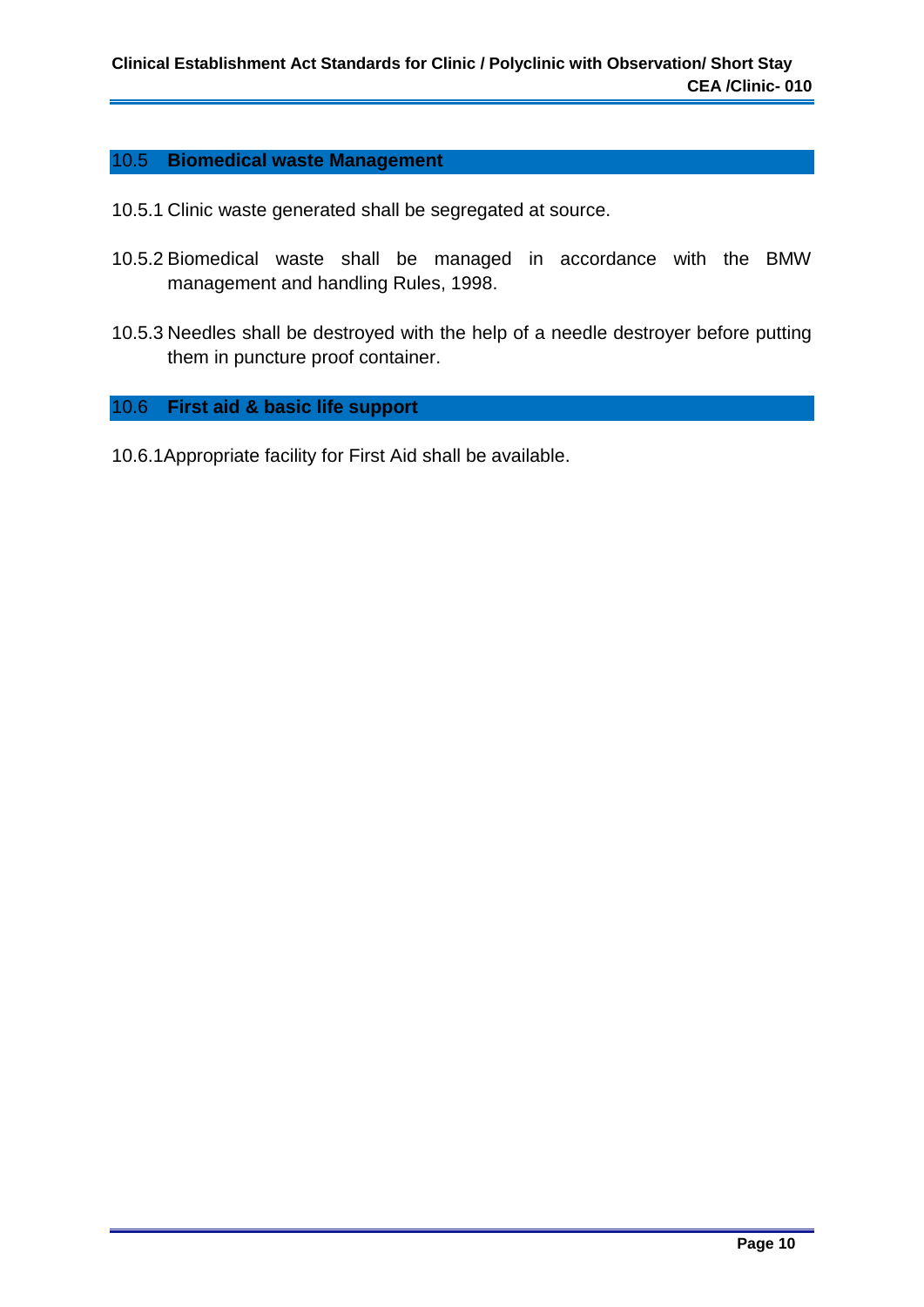## 10.5 **Biomedical waste Management**

10.5.1 Clinic waste generated shall be segregated at source.

10.5.2 Biomedical waste shall be managed in accordance with the BMW management and handling Rules, 1998.

10.5.3 Needles shall be destroyed with the help of a needle destroyer before putting them in puncture proof container.

## 10.6 **First aid & basic life support**

10.6.1 Appropriate facility for First Aid shall be available.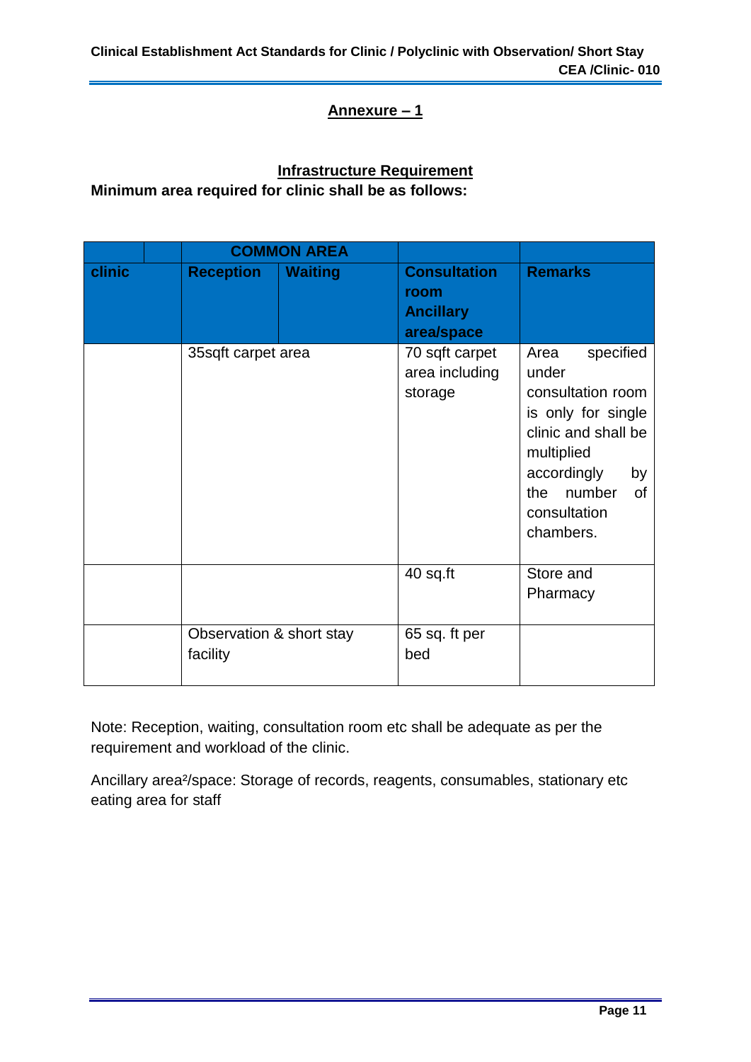## Annexure – 1

### Infrastructure Requirement

**Minimum area required for clinic shall be as follows:**

| | COMMON AREA | | | |
|---|---|---|---|---|
| **clinic** | **Reception** | **Waiting** | **Consultation room Ancillary area/space** | **Remarks** |
| | 35sqft carpet area | | 70 sqft carpet area including storage | Area specified under consultation room is only for single clinic and shall be multiplied accordingly by the number of consultation chambers. |
| | | | 40 sq.ft | Store and Pharmacy |
| | Observation & short stay facility | | 65 sq. ft per bed | |

Note: Reception, waiting, consultation room etc shall be adequate as per the requirement and workload of the clinic.

Ancillary area²/space: Storage of records, reagents, consumables, stationary etc eating area for staff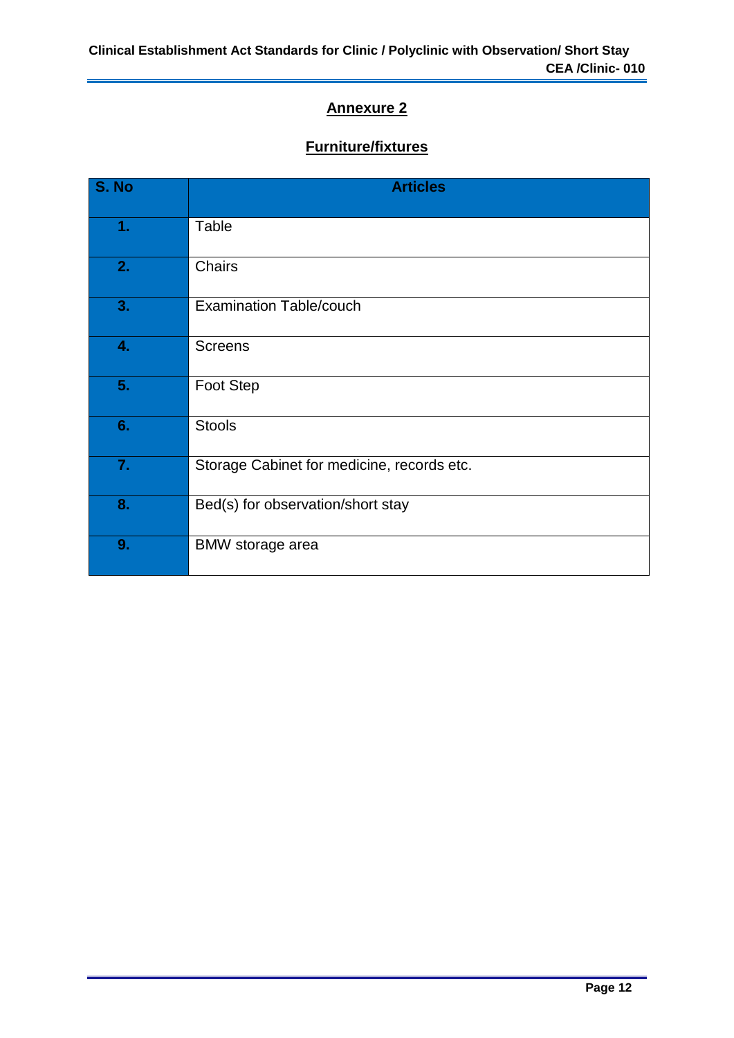## Annexure 2

### Furniture/fixtures

| S. No | Articles |
|---|---|
| 1. | Table |
| 2. | Chairs |
| 3. | Examination Table/couch |
| 4. | Screens |
| 5. | Foot Step |
| 6. | Stools |
| 7. | Storage Cabinet for medicine, records etc. |
| 8. | Bed(s) for observation/short stay |
| 9. | BMW storage area |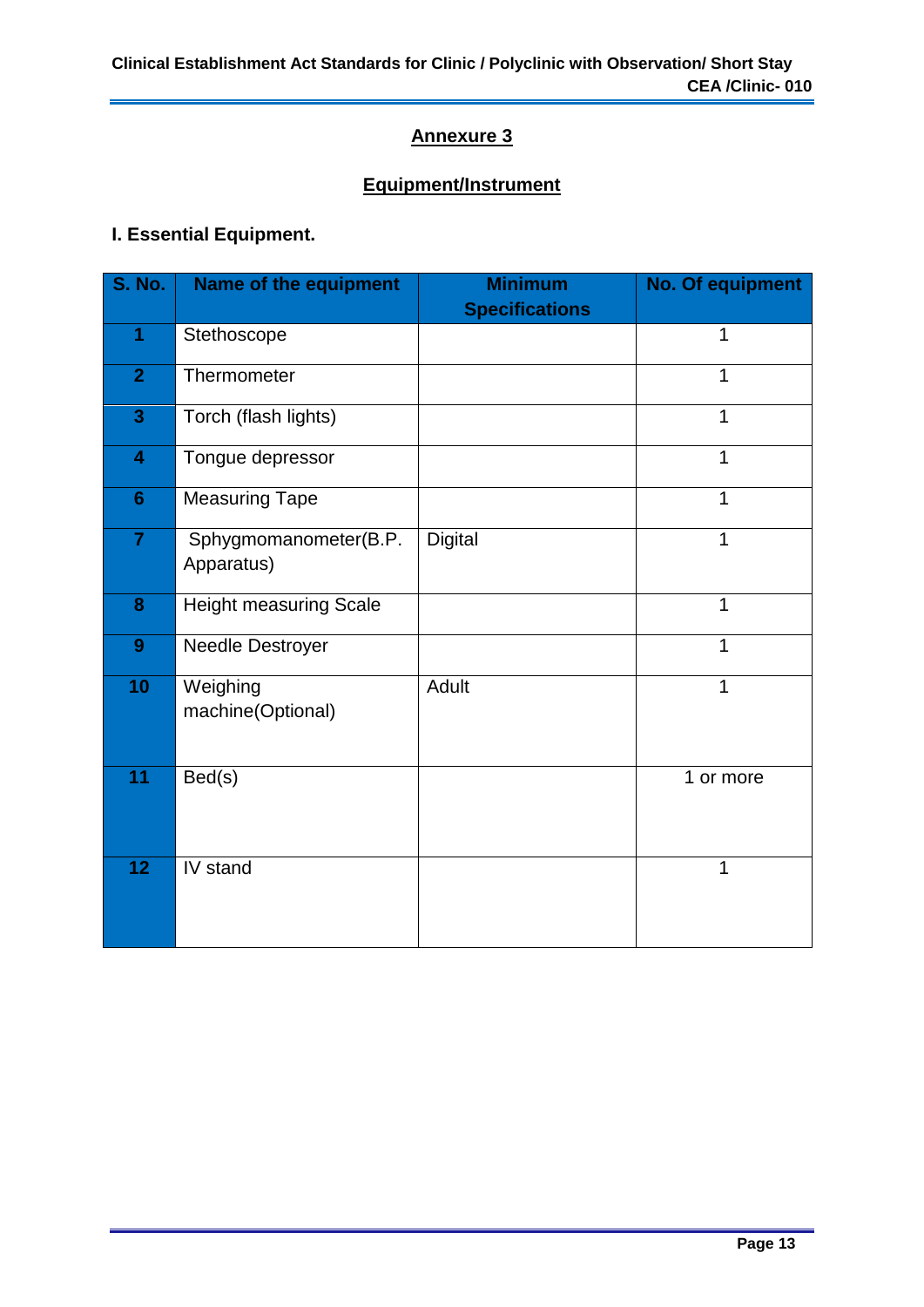## Annexure 3

## Equipment/Instrument

### I. Essential Equipment.

| S. No. | Name of the equipment | Minimum Specifications | No. Of equipment |
|---|---|---|---|
| 1 | Stethoscope | | 1 |
| 2 | Thermometer | | 1 |
| 3 | Torch (flash lights) | | 1 |
| 4 | Tongue depressor | | 1 |
| 6 | Measuring Tape | | 1 |
| 7 | Sphygmomanometer(B.P. Apparatus) | Digital | 1 |
| 8 | Height measuring Scale | | 1 |
| 9 | Needle Destroyer | | 1 |
| 10 | Weighing machine(Optional) | Adult | 1 |
| 11 | Bed(s) | | 1 or more |
| 12 | IV stand | | 1 |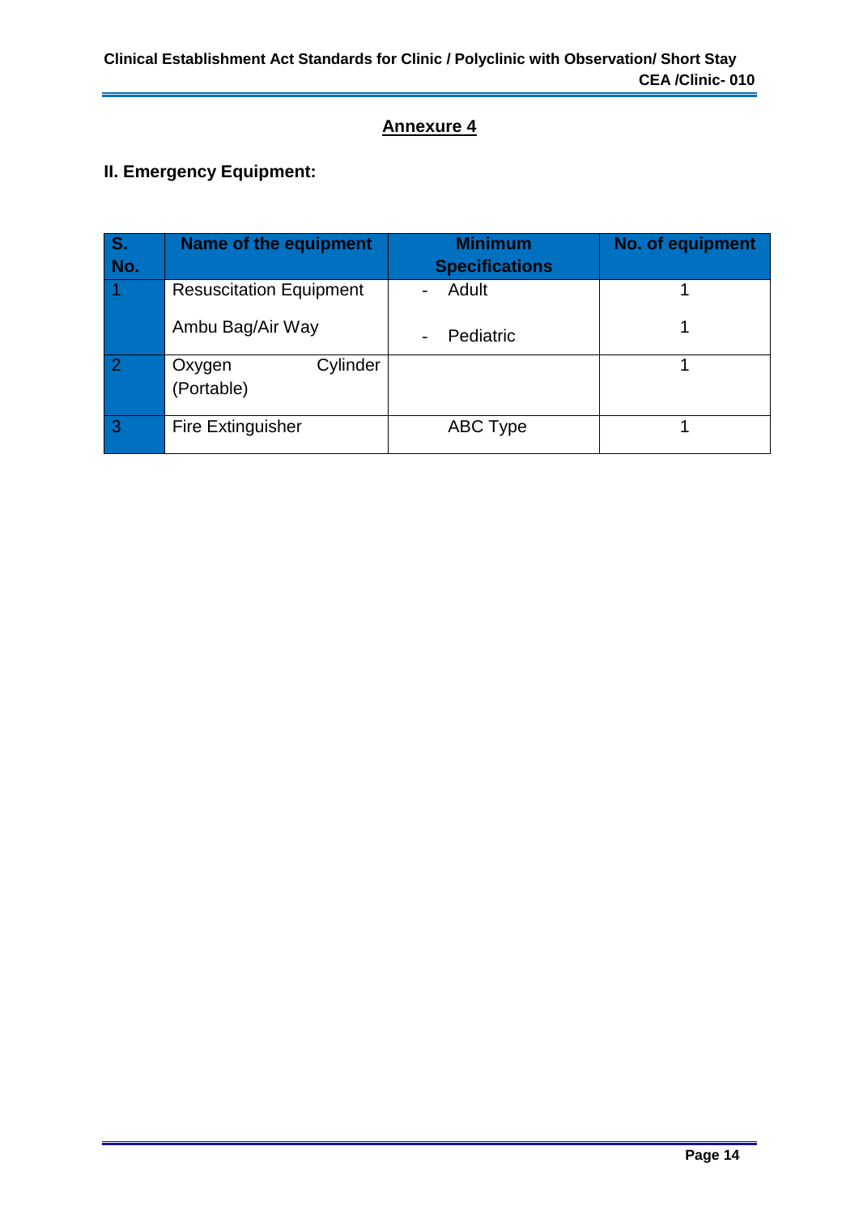## Annexure 4

### II. Emergency Equipment:

| S. No. | Name of the equipment | Minimum Specifications | No. of equipment |
|---|---|---|---|
| 1 | Resuscitation Equipment<br>Ambu Bag/Air Way | - Adult<br>- Pediatric | 1<br>1 |
| 2 | Oxygen Cylinder (Portable) | | 1 |
| 3 | Fire Extinguisher | ABC Type | 1 |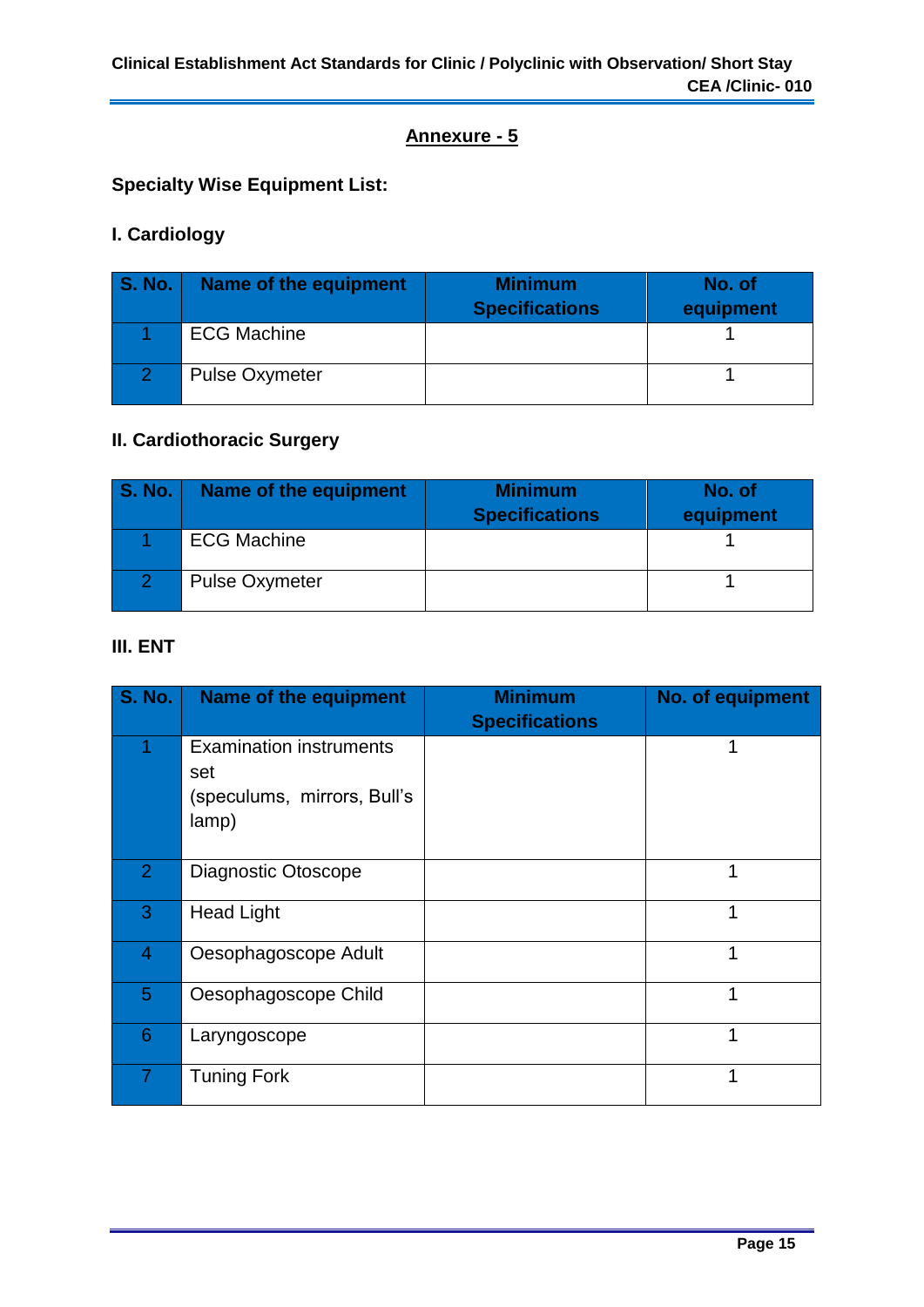## Annexure - 5

**Specialty Wise Equipment List:**

### I. Cardiology

| S. No. | Name of the equipment | Minimum Specifications | No. of equipment |
|---|---|---|---|
| 1 | ECG Machine | | 1 |
| 2 | Pulse Oxymeter | | 1 |

### II. Cardiothoracic Surgery

| S. No. | Name of the equipment | Minimum Specifications | No. of equipment |
|---|---|---|---|
| 1 | ECG Machine | | 1 |
| 2 | Pulse Oxymeter | | 1 |

### III. ENT

| S. No. | Name of the equipment | Minimum Specifications | No. of equipment |
|---|---|---|---|
| 1 | Examination instruments set (speculums, mirrors, Bull's lamp) | | 1 |
| 2 | Diagnostic Otoscope | | 1 |
| 3 | Head Light | | 1 |
| 4 | Oesophagoscope Adult | | 1 |
| 5 | Oesophagoscope Child | | 1 |
| 6 | Laryngoscope | | 1 |
| 7 | Tuning Fork | | 1 |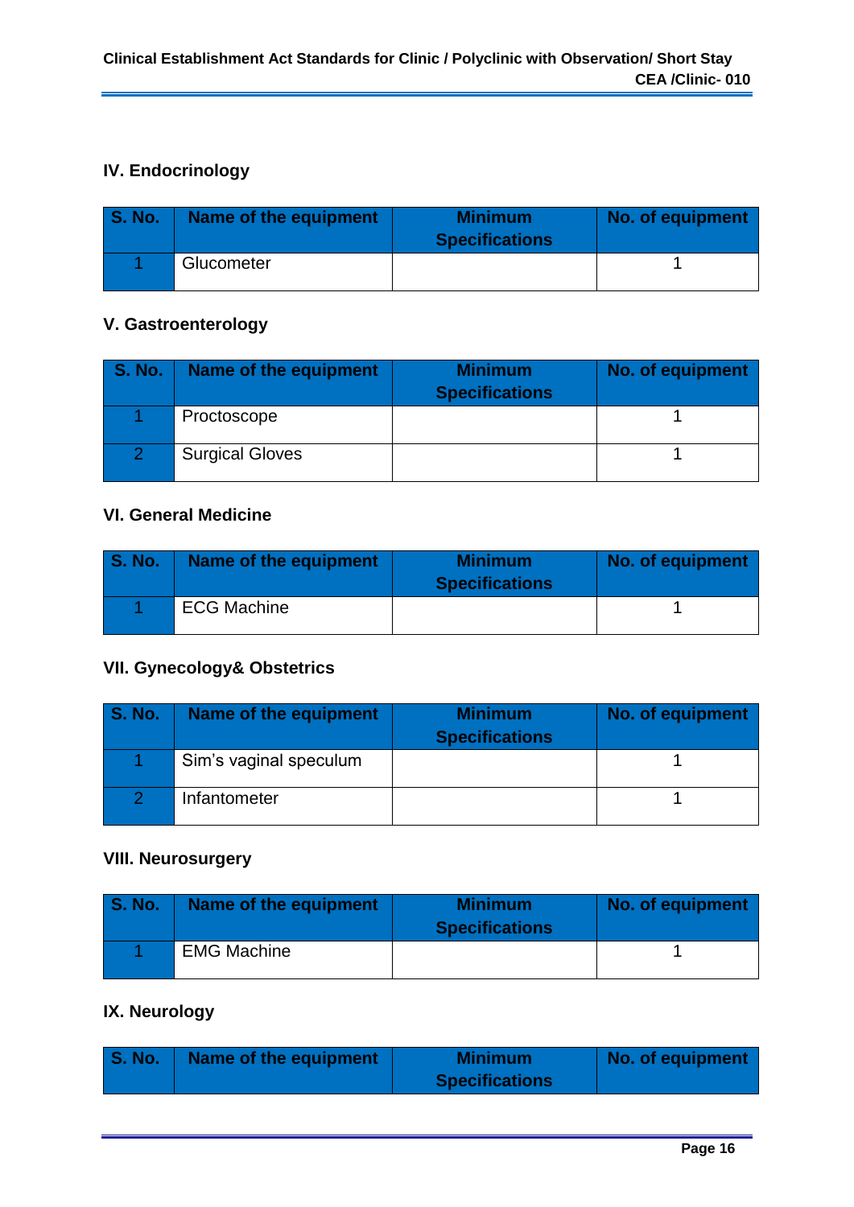### IV. Endocrinology

| S. No. | Name of the equipment | Minimum Specifications | No. of equipment |
|---|---|---|---|
| 1 | Glucometer | | 1 |

### V. Gastroenterology

| S. No. | Name of the equipment | Minimum Specifications | No. of equipment |
|---|---|---|---|
| 1 | Proctoscope | | 1 |
| 2 | Surgical Gloves | | 1 |

### VI. General Medicine

| S. No. | Name of the equipment | Minimum Specifications | No. of equipment |
|---|---|---|---|
| 1 | ECG Machine | | 1 |

### VII. Gynecology& Obstetrics

| S. No. | Name of the equipment | Minimum Specifications | No. of equipment |
|---|---|---|---|
| 1 | Sim's vaginal speculum | | 1 |
| 2 | Infantometer | | 1 |

### VIII. Neurosurgery

| S. No. | Name of the equipment | Minimum Specifications | No. of equipment |
|---|---|---|---|
| 1 | EMG Machine | | 1 |

### IX. Neurology

| S. No. | Name of the equipment | Minimum Specifications | No. of equipment |
|---|---|---|---|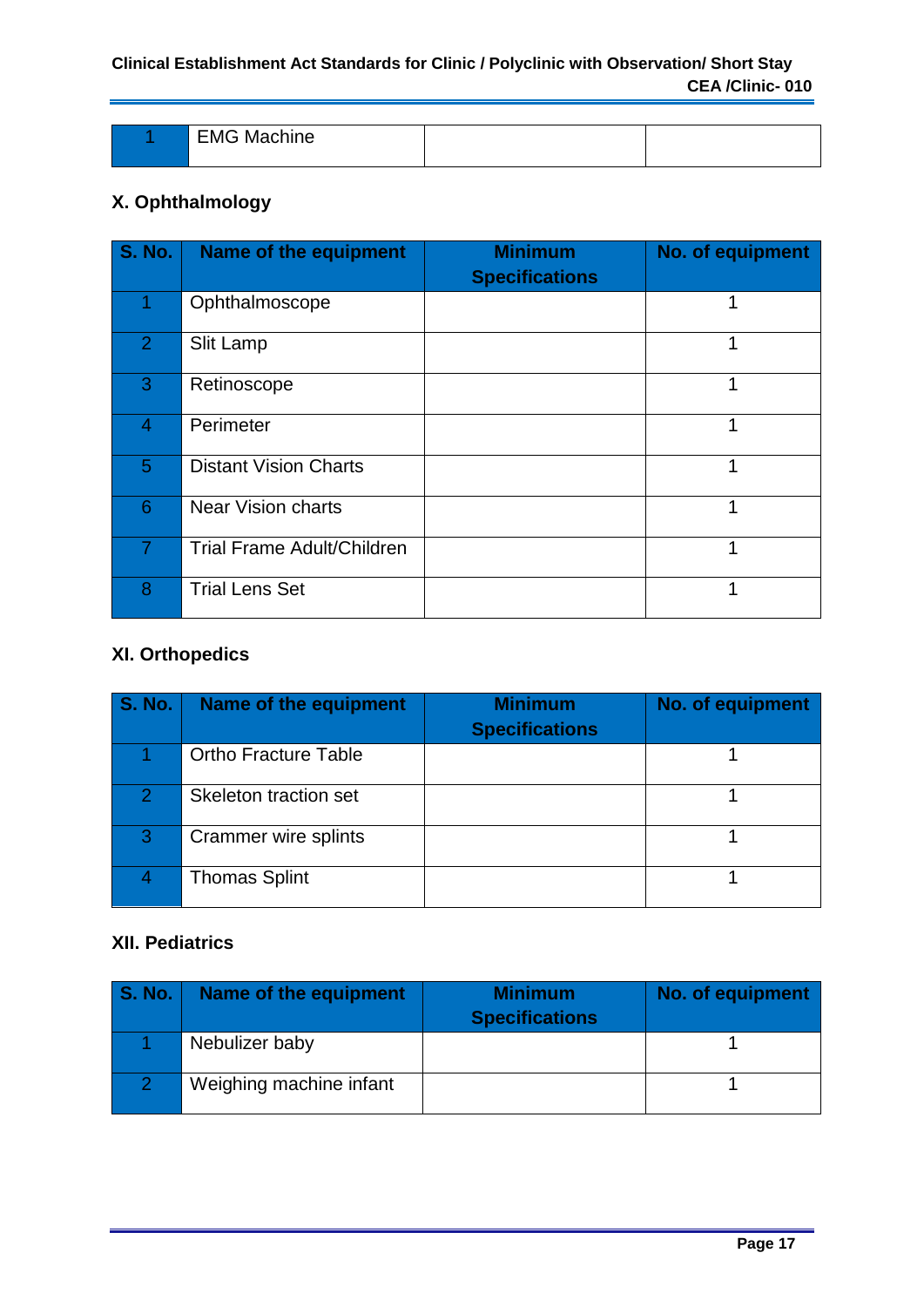| 1 | EMG Machine | | |
|---|---|---|---|

## X. Ophthalmology

| S. No. | Name of the equipment | Minimum Specifications | No. of equipment |
|---|---|---|---|
| 1 | Ophthalmoscope | | 1 |
| 2 | Slit Lamp | | 1 |
| 3 | Retinoscope | | 1 |
| 4 | Perimeter | | 1 |
| 5 | Distant Vision Charts | | 1 |
| 6 | Near Vision charts | | 1 |
| 7 | Trial Frame Adult/Children | | 1 |
| 8 | Trial Lens Set | | 1 |

## XI. Orthopedics

| S. No. | Name of the equipment | Minimum Specifications | No. of equipment |
|---|---|---|---|
| 1 | Ortho Fracture Table | | 1 |
| 2 | Skeleton traction set | | 1 |
| 3 | Crammer wire splints | | 1 |
| 4 | Thomas Splint | | 1 |

## XII. Pediatrics

| S. No. | Name of the equipment | Minimum Specifications | No. of equipment |
|---|---|---|---|
| 1 | Nebulizer baby | | 1 |
| 2 | Weighing machine infant | | 1 |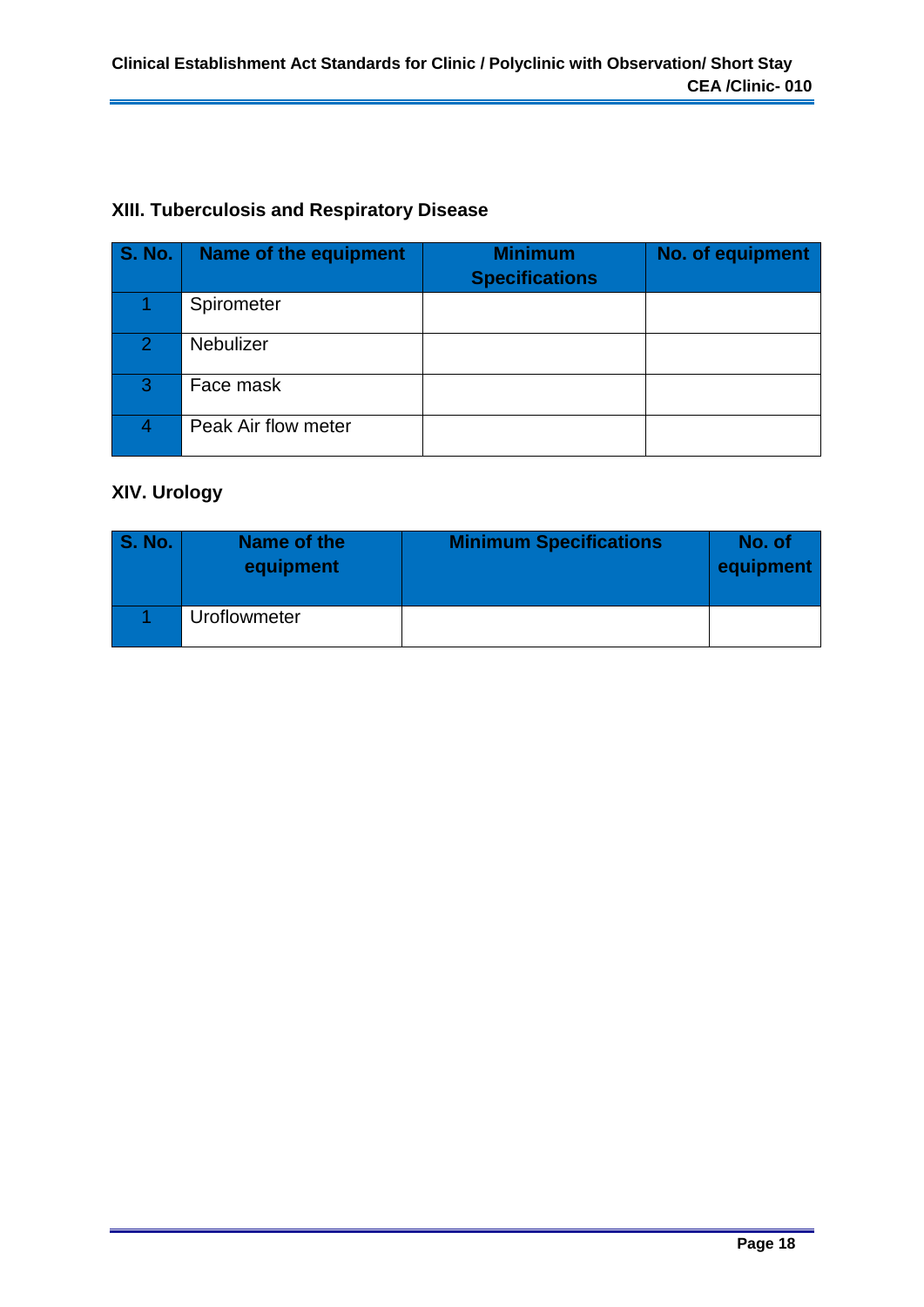## XIII. Tuberculosis and Respiratory Disease

| S. No. | Name of the equipment | Minimum Specifications | No. of equipment |
|---|---|---|---|
| 1 | Spirometer | | |
| 2 | Nebulizer | | |
| 3 | Face mask | | |
| 4 | Peak Air flow meter | | |

## XIV. Urology

| S. No. | Name of the equipment | Minimum Specifications | No. of equipment |
|---|---|---|---|
| 1 | Uroflowmeter | | |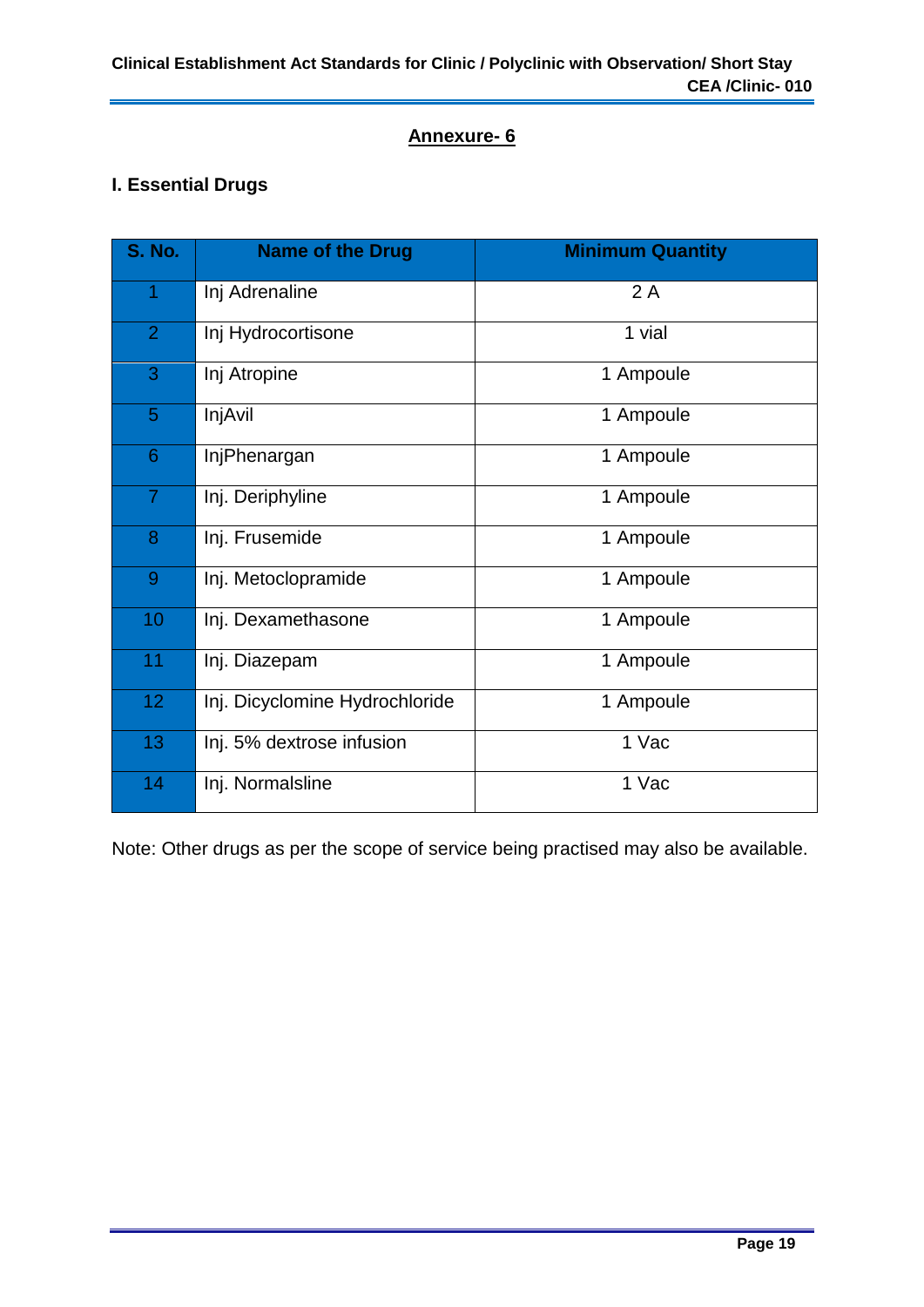## Annexure- 6

### I. Essential Drugs

| S. No. | Name of the Drug | Minimum Quantity |
|---|---|---|
| 1 | Inj Adrenaline | 2 A |
| 2 | Inj Hydrocortisone | 1 vial |
| 3 | Inj Atropine | 1 Ampoule |
| 5 | InjAvil | 1 Ampoule |
| 6 | InjPhenargan | 1 Ampoule |
| 7 | Inj. Deriphyline | 1 Ampoule |
| 8 | Inj. Frusemide | 1 Ampoule |
| 9 | Inj. Metoclopramide | 1 Ampoule |
| 10 | Inj. Dexamethasone | 1 Ampoule |
| 11 | Inj. Diazepam | 1 Ampoule |
| 12 | Inj. Dicyclomine Hydrochloride | 1 Ampoule |
| 13 | Inj. 5% dextrose infusion | 1 Vac |
| 14 | Inj. Normalsline | 1 Vac |

Note: Other drugs as per the scope of service being practised may also be available.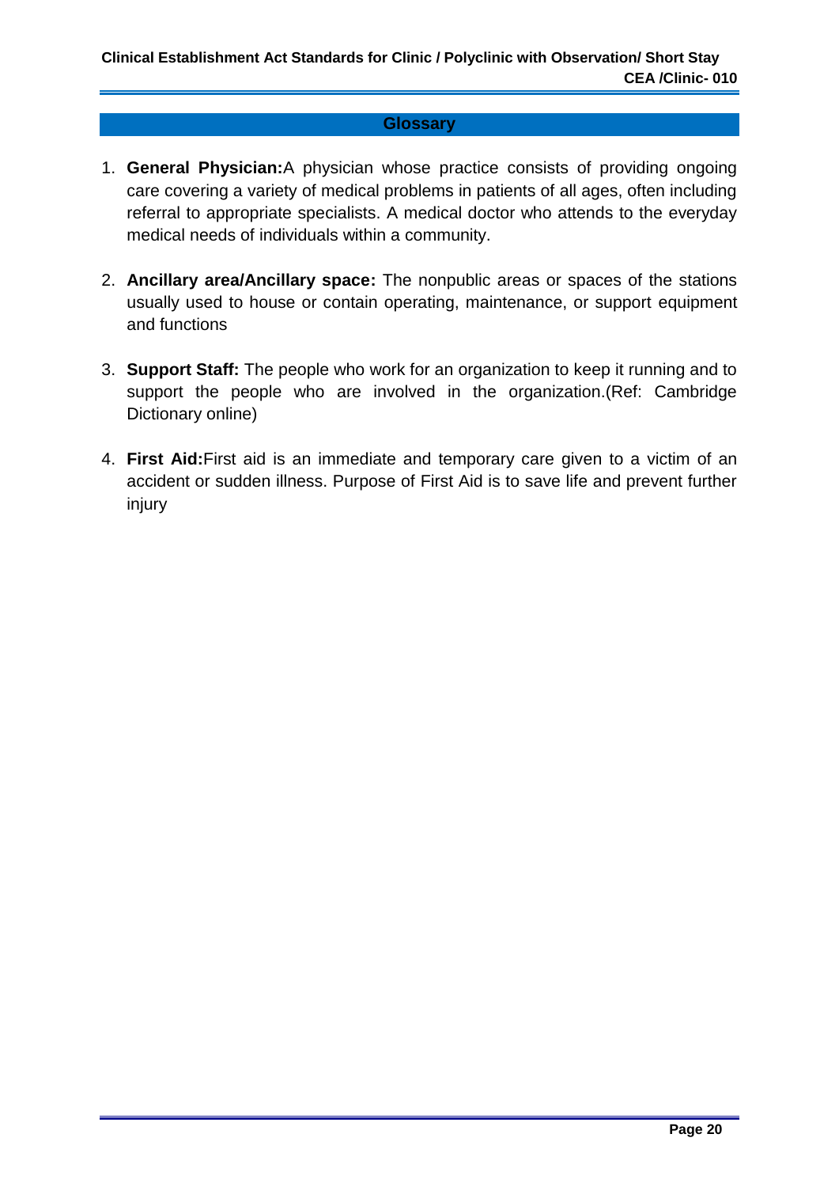## Glossary

1. **General Physician:** A physician whose practice consists of providing ongoing care covering a variety of medical problems in patients of all ages, often including referral to appropriate specialists. A medical doctor who attends to the everyday medical needs of individuals within a community.

2. **Ancillary area/Ancillary space:** The nonpublic areas or spaces of the stations usually used to house or contain operating, maintenance, or support equipment and functions

3. **Support Staff:** The people who work for an organization to keep it running and to support the people who are involved in the organization.(Ref: Cambridge Dictionary online)

4. **First Aid:** First aid is an immediate and temporary care given to a victim of an accident or sudden illness. Purpose of First Aid is to save life and prevent further injury